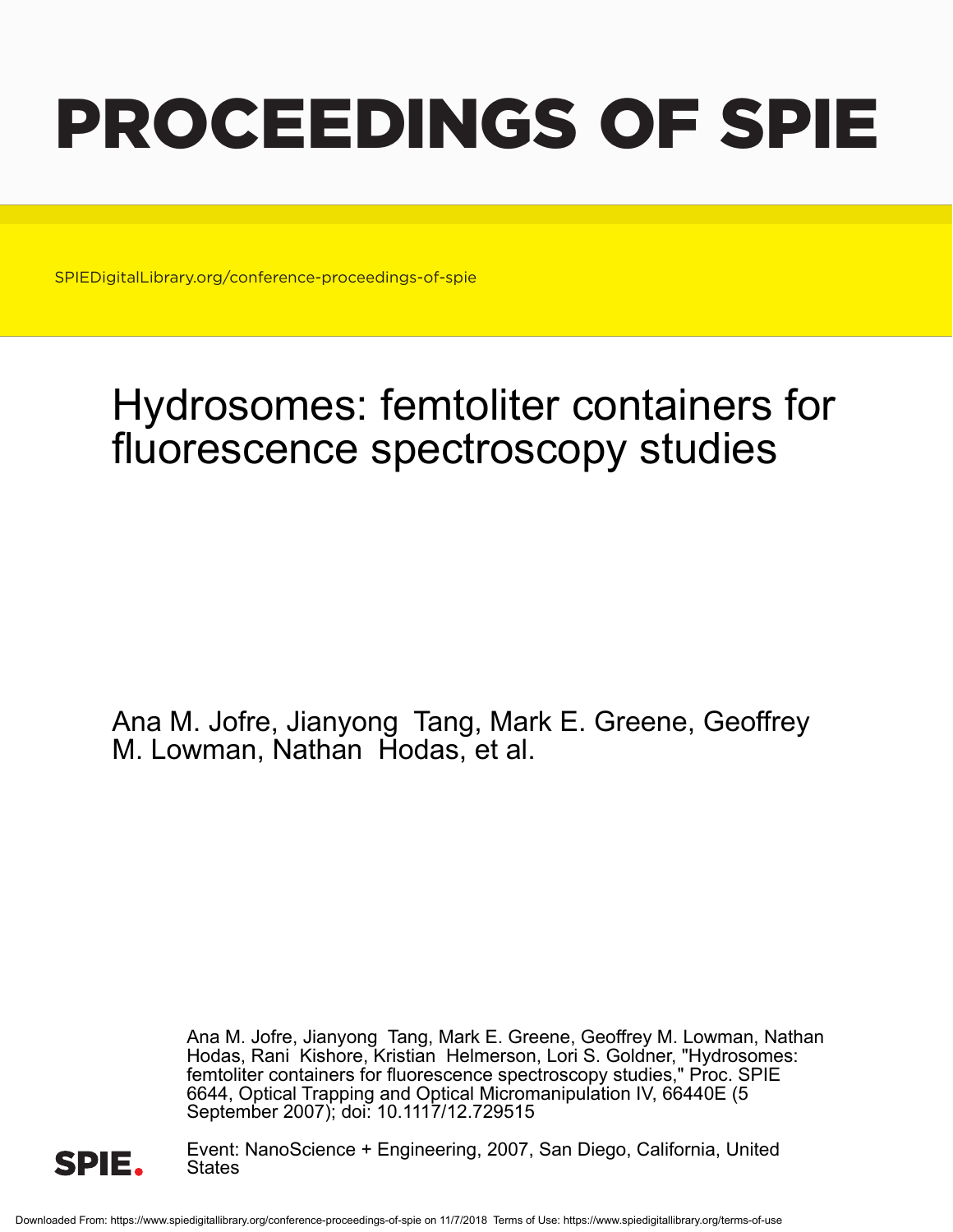# PROCEEDINGS OF SPIE

SPIEDigitalLibrary.org/conference-proceedings-of-spie

# Hydrosomes: femtoliter containers for fluorescence spectroscopy studies

Ana M. Jofre, Jianyong Tang, Mark E. Greene, Geoffrey M. Lowman, Nathan Hodas, et al.

Ana M. Jofre, Jianyong Tang, Mark E. Greene, Geoffrey M. Lowman, Nathan Hodas, Rani Kishore, Kristian Helmerson, Lori S. Goldner, "Hydrosomes: femtoliter containers for fluorescence spectroscopy studies," Proc. SPIE 6644, Optical Trapping and Optical Micromanipulation IV, 66440E (5 September 2007); doi: 10.1117/12.729515

Event: NanoScience + Engineering, 2007, San Diego, California, United States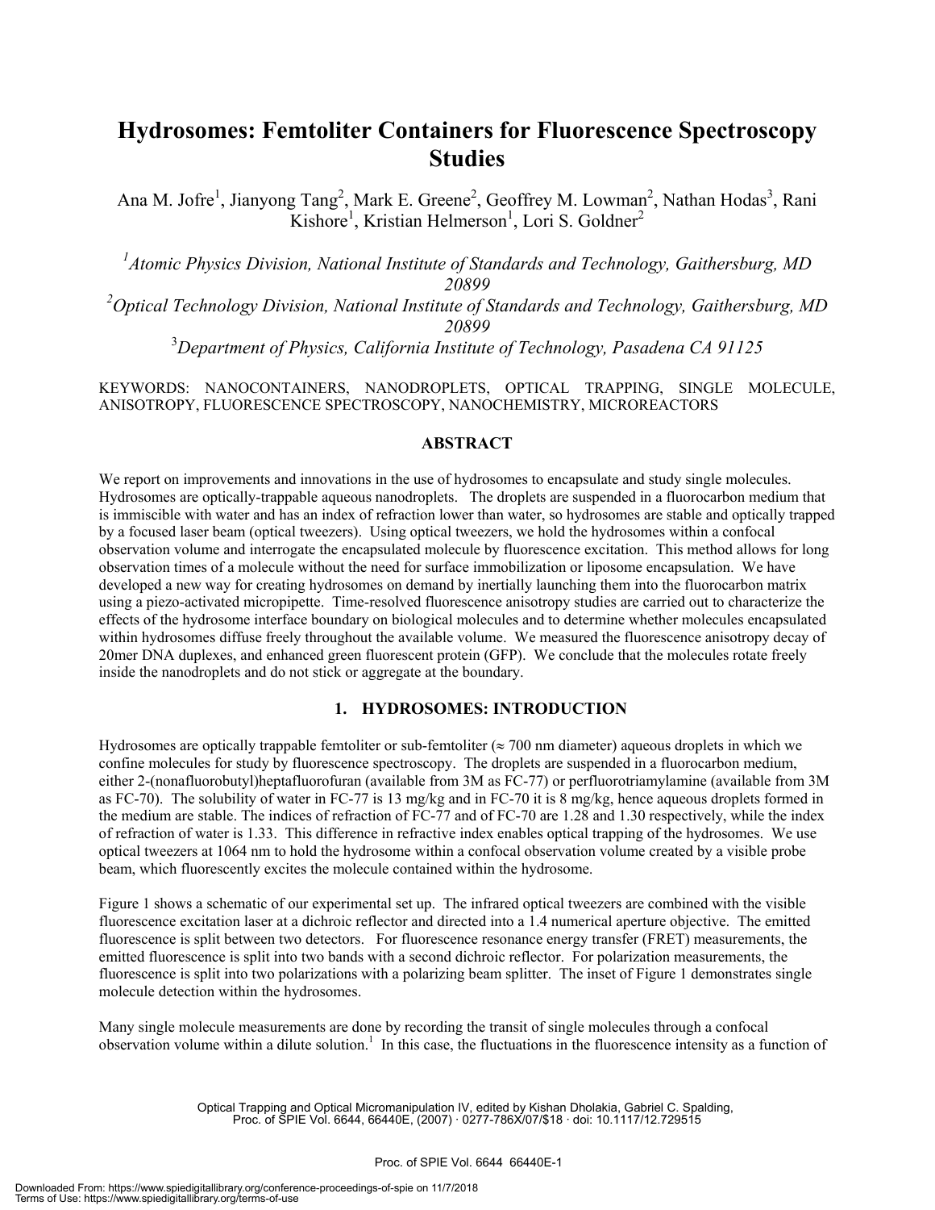# Hydrosomes: Femtoliter Containers for Fluorescence Spectroscopy Studies

Ana M. Jofre[1], Jianyong Tang[2], Mark E. Greene[2], Geoffrey M. Lowman[2], Nathan Hodas[3], Rani Kishore[1], Kristian Helmerson[1], Lori S. Goldner[2]

[1]*Atomic Physics Division, National Institute of Standards and Technology, Gaithersburg, MD 20899*

[2]*Optical Technology Division, National Institute of Standards and Technology, Gaithersburg, MD 20899*

[3]*Department of Physics, California Institute of Technology, Pasadena CA 91125*

KEYWORDS: NANOCONTAINERS, NANODROPLETS, OPTICAL TRAPPING, SINGLE MOLECULE, ANISOTROPY, FLUORESCENCE SPECTROSCOPY, NANOCHEMISTRY, MICROREACTORS

## ABSTRACT

We report on improvements and innovations in the use of hydrosomes to encapsulate and study single molecules. Hydrosomes are optically-trappable aqueous nanodroplets. The droplets are suspended in a fluorocarbon medium that is immiscible with water and has an index of refraction lower than water, so hydrosomes are stable and optically trapped by a focused laser beam (optical tweezers). Using optical tweezers, we hold the hydrosomes within a confocal observation volume and interrogate the encapsulated molecule by fluorescence excitation. This method allows for long observation times of a molecule without the need for surface immobilization or liposome encapsulation. We have developed a new way for creating hydrosomes on demand by inertially launching them into the fluorocarbon matrix using a piezo-activated micropipette. Time-resolved fluorescence anisotropy studies are carried out to characterize the effects of the hydrosome interface boundary on biological molecules and to determine whether molecules encapsulated within hydrosomes diffuse freely throughout the available volume. We measured the fluorescence anisotropy decay of 20mer DNA duplexes, and enhanced green fluorescent protein (GFP). We conclude that the molecules rotate freely inside the nanodroplets and do not stick or aggregate at the boundary.

## 1. HYDROSOMES: INTRODUCTION

Hydrosomes are optically trappable femtoliter or sub-femtoliter (≈ 700 nm diameter) aqueous droplets in which we confine molecules for study by fluorescence spectroscopy. The droplets are suspended in a fluorocarbon medium, either 2-(nonafluorobutyl)heptafluorofuran (available from 3M as FC-77) or perfluorotriamylamine (available from 3M as FC-70). The solubility of water in FC-77 is 13 mg/kg and in FC-70 it is 8 mg/kg, hence aqueous droplets formed in the medium are stable. The indices of refraction of FC-77 and of FC-70 are 1.28 and 1.30 respectively, while the index of refraction of water is 1.33. This difference in refractive index enables optical trapping of the hydrosomes. We use optical tweezers at 1064 nm to hold the hydrosome within a confocal observation volume created by a visible probe beam, which fluorescently excites the molecule contained within the hydrosome.

Figure 1 shows a schematic of our experimental set up. The infrared optical tweezers are combined with the visible fluorescence excitation laser at a dichroic reflector and directed into a 1.4 numerical aperture objective. The emitted fluorescence is split between two detectors. For fluorescence resonance energy transfer (FRET) measurements, the emitted fluorescence is split into two bands with a second dichroic reflector. For polarization measurements, the fluorescence is split into two polarizations with a polarizing beam splitter. The inset of Figure 1 demonstrates single molecule detection within the hydrosomes.

Many single molecule measurements are done by recording the transit of single molecules through a confocal observation volume within a dilute solution.[1] In this case, the fluctuations in the fluorescence intensity as a function of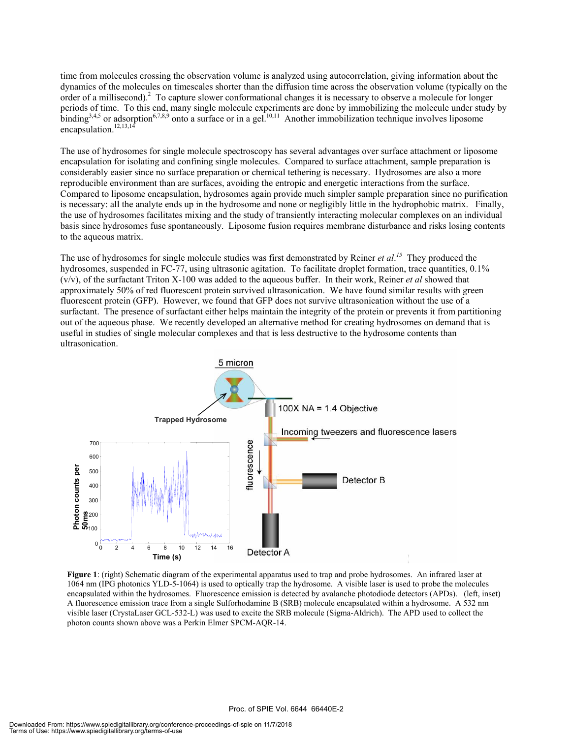time from molecules crossing the observation volume is analyzed using autocorrelation, giving information about the dynamics of the molecules on timescales shorter than the diffusion time across the observation volume (typically on the order of a millisecond).[2] To capture slower conformational changes it is necessary to observe a molecule for longer periods of time. To this end, many single molecule experiments are done by immobilizing the molecule under study by binding[3,4,5] or adsorption[6,7,8,9] onto a surface or in a gel.[10,11] Another immobilization technique involves liposome encapsulation.[12,13,14]

The use of hydrosomes for single molecule spectroscopy has several advantages over surface attachment or liposome encapsulation for isolating and confining single molecules. Compared to surface attachment, sample preparation is considerably easier since no surface preparation or chemical tethering is necessary. Hydrosomes are also a more reproducible environment than are surfaces, avoiding the entropic and energetic interactions from the surface. Compared to liposome encapsulation, hydrosomes again provide much simpler sample preparation since no purification is necessary: all the analyte ends up in the hydrosome and none or negligibly little in the hydrophobic matrix. Finally, the use of hydrosomes facilitates mixing and the study of transiently interacting molecular complexes on an individual basis since hydrosomes fuse spontaneously. Liposome fusion requires membrane disturbance and risks losing contents to the aqueous matrix.

The use of hydrosomes for single molecule studies was first demonstrated by Reiner *et al.*[15] They produced the hydrosomes, suspended in FC-77, using ultrasonic agitation. To facilitate droplet formation, trace quantities, 0.1% (v/v), of the surfactant Triton X-100 was added to the aqueous buffer. In their work, Reiner *et al* showed that approximately 50% of red fluorescent protein survived ultrasonication. We have found similar results with green fluorescent protein (GFP). However, we found that GFP does not survive ultrasonication without the use of a surfactant. The presence of surfactant either helps maintain the integrity of the protein or prevents it from partitioning out of the aqueous phase. We recently developed an alternative method for creating hydrosomes on demand that is useful in studies of single molecular complexes and that is less destructive to the hydrosome contents than ultrasonication.

**Figure 1**: (right) Schematic diagram of the experimental apparatus used to trap and probe hydrosomes. An infrared laser at 1064 nm (IPG photonics YLD-5-1064) is used to optically trap the hydrosome. A visible laser is used to probe the molecules encapsulated within the hydrosomes. Fluorescence emission is detected by avalanche photodiode detectors (APDs). (left, inset) A fluorescence emission trace from a single Sulforhodamine B (SRB) molecule encapsulated within a hydrosome. A 532 nm visible laser (CrystaLaser GCL-532-L) was used to excite the SRB molecule (Sigma-Aldrich). The APD used to collect the photon counts shown above was a Perkin Elmer SPCM-AQR-14.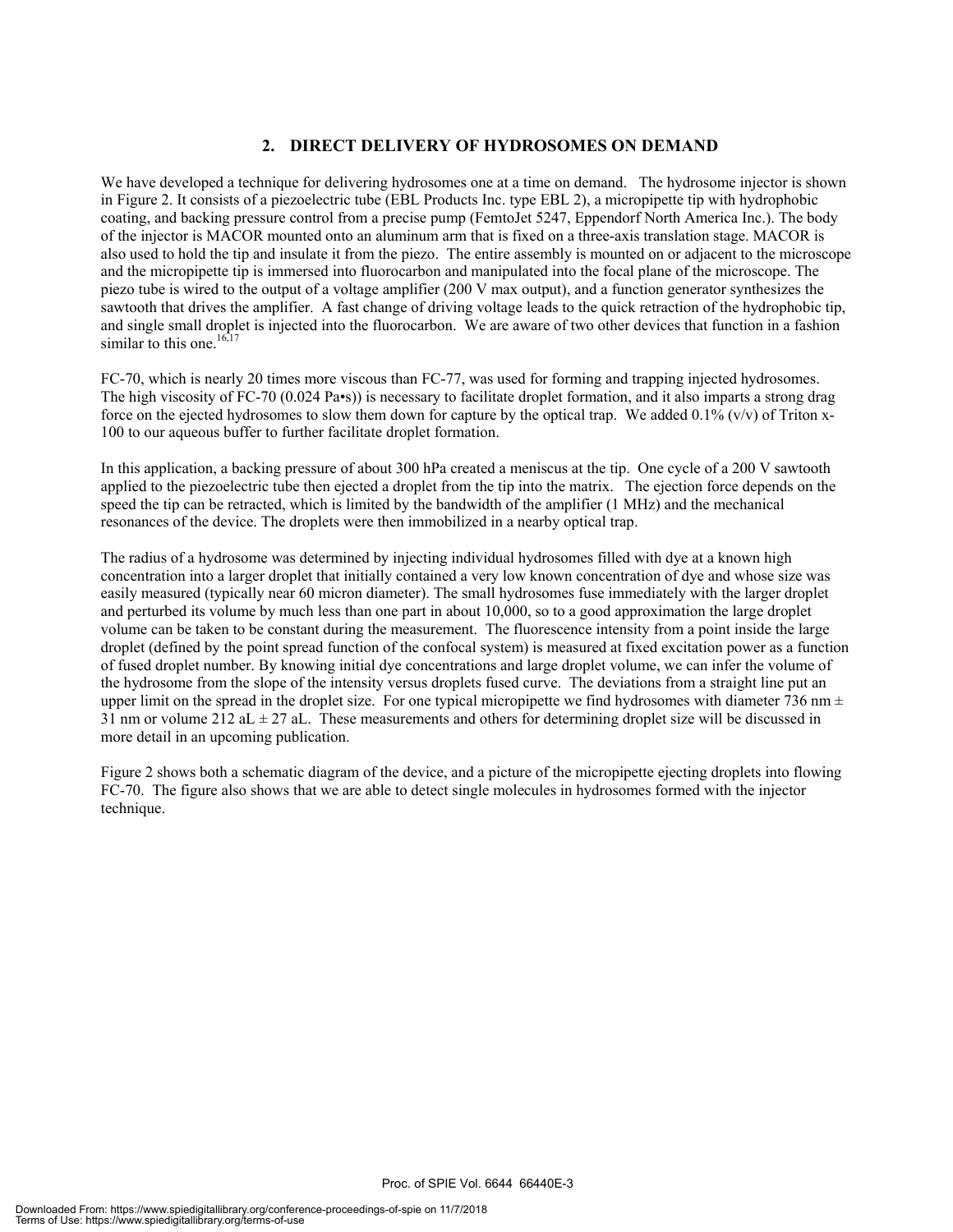## 2. DIRECT DELIVERY OF HYDROSOMES ON DEMAND

We have developed a technique for delivering hydrosomes one at a time on demand. The hydrosome injector is shown in Figure 2. It consists of a piezoelectric tube (EBL Products Inc. type EBL 2), a micropipette tip with hydrophobic coating, and backing pressure control from a precise pump (FemtoJet 5247, Eppendorf North America Inc.). The body of the injector is MACOR mounted onto an aluminum arm that is fixed on a three-axis translation stage. MACOR is also used to hold the tip and insulate it from the piezo. The entire assembly is mounted on or adjacent to the microscope and the micropipette tip is immersed into fluorocarbon and manipulated into the focal plane of the microscope. The piezo tube is wired to the output of a voltage amplifier (200 V max output), and a function generator synthesizes the sawtooth that drives the amplifier. A fast change of driving voltage leads to the quick retraction of the hydrophobic tip, and single small droplet is injected into the fluorocarbon. We are aware of two other devices that function in a fashion similar to this one.[16,17]

FC-70, which is nearly 20 times more viscous than FC-77, was used for forming and trapping injected hydrosomes. The high viscosity of FC-70 (0.024 Pa•s)) is necessary to facilitate droplet formation, and it also imparts a strong drag force on the ejected hydrosomes to slow them down for capture by the optical trap. We added 0.1% (v/v) of Triton x-100 to our aqueous buffer to further facilitate droplet formation.

In this application, a backing pressure of about 300 hPa created a meniscus at the tip. One cycle of a 200 V sawtooth applied to the piezoelectric tube then ejected a droplet from the tip into the matrix. The ejection force depends on the speed the tip can be retracted, which is limited by the bandwidth of the amplifier (1 MHz) and the mechanical resonances of the device. The droplets were then immobilized in a nearby optical trap.

The radius of a hydrosome was determined by injecting individual hydrosomes filled with dye at a known high concentration into a larger droplet that initially contained a very low known concentration of dye and whose size was easily measured (typically near 60 micron diameter). The small hydrosomes fuse immediately with the larger droplet and perturbed its volume by much less than one part in about 10,000, so to a good approximation the large droplet volume can be taken to be constant during the measurement. The fluorescence intensity from a point inside the large droplet (defined by the point spread function of the confocal system) is measured at fixed excitation power as a function of fused droplet number. By knowing initial dye concentrations and large droplet volume, we can infer the volume of the hydrosome from the slope of the intensity versus droplets fused curve. The deviations from a straight line put an upper limit on the spread in the droplet size. For one typical micropipette we find hydrosomes with diameter 736 nm ± 31 nm or volume 212 aL ± 27 aL. These measurements and others for determining droplet size will be discussed in more detail in an upcoming publication.

Figure 2 shows both a schematic diagram of the device, and a picture of the micropipette ejecting droplets into flowing FC-70. The figure also shows that we are able to detect single molecules in hydrosomes formed with the injector technique.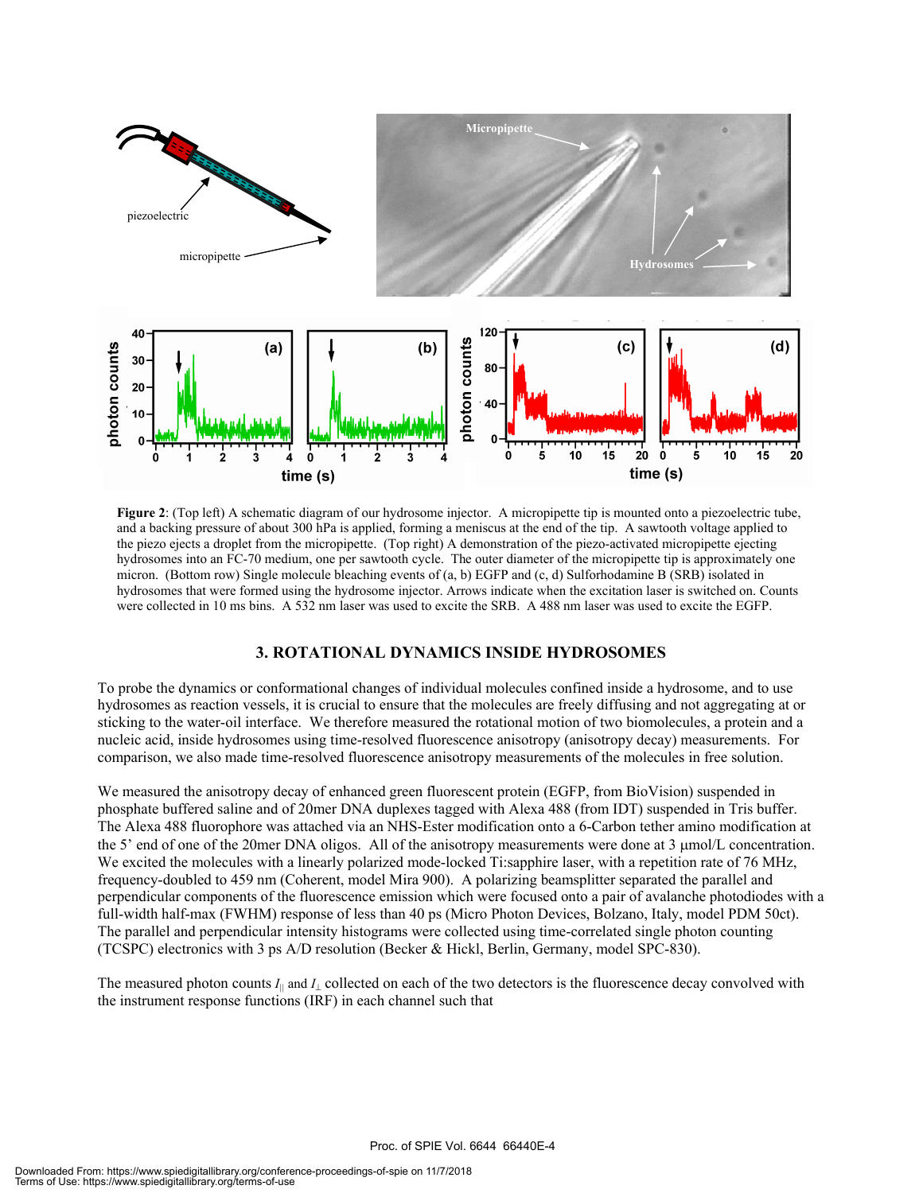**Figure 2**: (Top left) A schematic diagram of our hydrosome injector. A micropipette tip is mounted onto a piezoelectric tube, and a backing pressure of about 300 hPa is applied, forming a meniscus at the end of the tip. A sawtooth voltage applied to the piezo ejects a droplet from the micropipette. (Top right) A demonstration of the piezo-activated micropipette ejecting hydrosomes into an FC-70 medium, one per sawtooth cycle. The outer diameter of the micropipette tip is approximately one micron. (Bottom row) Single molecule bleaching events of (a, b) EGFP and (c, d) Sulforhodamine B (SRB) isolated in hydrosomes that were formed using the hydrosome injector. Arrows indicate when the excitation laser is switched on. Counts were collected in 10 ms bins. A 532 nm laser was used to excite the SRB. A 488 nm laser was used to excite the EGFP.

## 3. ROTATIONAL DYNAMICS INSIDE HYDROSOMES

To probe the dynamics or conformational changes of individual molecules confined inside a hydrosome, and to use hydrosomes as reaction vessels, it is crucial to ensure that the molecules are freely diffusing and not aggregating at or sticking to the water-oil interface. We therefore measured the rotational motion of two biomolecules, a protein and a nucleic acid, inside hydrosomes using time-resolved fluorescence anisotropy (anisotropy decay) measurements. For comparison, we also made time-resolved fluorescence anisotropy measurements of the molecules in free solution.

We measured the anisotropy decay of enhanced green fluorescent protein (EGFP, from BioVision) suspended in phosphate buffered saline and of 20mer DNA duplexes tagged with Alexa 488 (from IDT) suspended in Tris buffer. The Alexa 488 fluorophore was attached via an NHS-Ester modification onto a 6-Carbon tether amino modification at the 5' end of one of the 20mer DNA oligos. All of the anisotropy measurements were done at 3 μmol/L concentration. We excited the molecules with a linearly polarized mode-locked Ti:sapphire laser, with a repetition rate of 76 MHz, frequency-doubled to 459 nm (Coherent, model Mira 900). A polarizing beamsplitter separated the parallel and perpendicular components of the fluorescence emission which were focused onto a pair of avalanche photodiodes with a full-width half-max (FWHM) response of less than 40 ps (Micro Photon Devices, Bolzano, Italy, model PDM 50ct). The parallel and perpendicular intensity histograms were collected using time-correlated single photon counting (TCSPC) electronics with 3 ps A/D resolution (Becker & Hickl, Berlin, Germany, model SPC-830).

The measured photon counts $I_{||}$ and $I_{\perp}$ collected on each of the two detectors is the fluorescence decay convolved with the instrument response functions (IRF) in each channel such that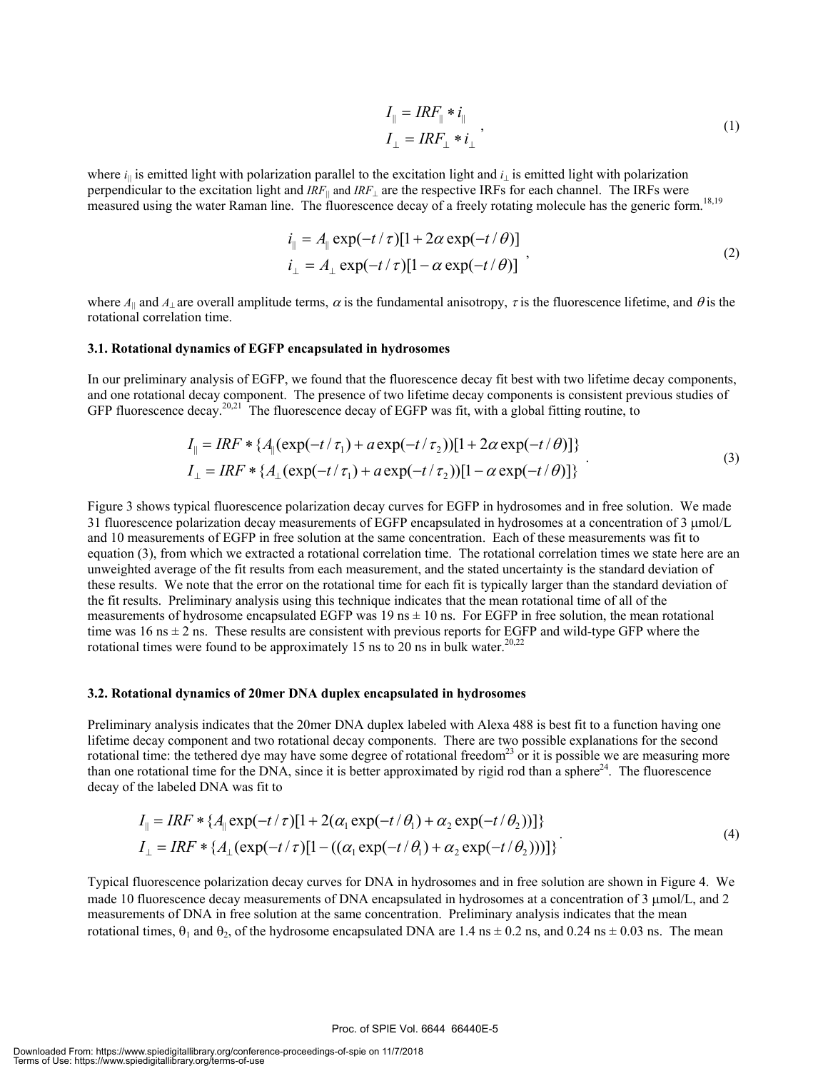$$
\begin{aligned}
I_{\parallel} &= IRF_{\parallel} * i_{\parallel} \\
I_{\perp} &= IRF_{\perp} * i_{\perp}
\end{aligned}, \tag{1}
$$

where $i_{\parallel}$ is emitted light with polarization parallel to the excitation light and $i_{\perp}$ is emitted light with polarization perpendicular to the excitation light and $IRF_{\parallel}$ and $IRF_{\perp}$ are the respective IRFs for each channel. The IRFs were measured using the water Raman line. The fluorescence decay of a freely rotating molecule has the generic form.[18,19]

$$
\begin{aligned}
i_{\parallel} &= A_{\parallel} \exp(-t/\tau)[1 + 2\alpha \exp(-t/\theta)] \\
i_{\perp} &= A_{\perp} \exp(-t/\tau)[1 - \alpha \exp(-t/\theta)]
\end{aligned}, \tag{2}
$$

where $A_{\parallel}$ and $A_{\perp}$ are overall amplitude terms, $\alpha$ is the fundamental anisotropy, $\tau$ is the fluorescence lifetime, and $\theta$ is the rotational correlation time.

### 3.1. Rotational dynamics of EGFP encapsulated in hydrosomes

In our preliminary analysis of EGFP, we found that the fluorescence decay fit best with two lifetime decay components, and one rotational decay component. The presence of two lifetime decay components is consistent previous studies of GFP fluorescence decay.[20,21] The fluorescence decay of EGFP was fit, with a global fitting routine, to

$$
\begin{aligned}
I_{\parallel} &= IRF * \{A_{\parallel}(\exp(-t/\tau_1) + a\exp(-t/\tau_2))[1 + 2\alpha \exp(-t/\theta)]\} \\
I_{\perp} &= IRF * \{A_{\perp}(\exp(-t/\tau_1) + a\exp(-t/\tau_2))[1 - \alpha \exp(-t/\theta)]\}
\end{aligned}. \tag{3}
$$

Figure 3 shows typical fluorescence polarization decay curves for EGFP in hydrosomes and in free solution. We made 31 fluorescence polarization decay measurements of EGFP encapsulated in hydrosomes at a concentration of 3 μmol/L and 10 measurements of EGFP in free solution at the same concentration. Each of these measurements was fit to equation (3), from which we extracted a rotational correlation time. The rotational correlation times we state here are an unweighted average of the fit results from each measurement, and the stated uncertainty is the standard deviation of these results. We note that the error on the rotational time for each fit is typically larger than the standard deviation of the fit results. Preliminary analysis using this technique indicates that the mean rotational time of all of the measurements of hydrosome encapsulated EGFP was 19 ns ± 10 ns. For EGFP in free solution, the mean rotational time was 16 ns ± 2 ns. These results are consistent with previous reports for EGFP and wild-type GFP where the rotational times were found to be approximately 15 ns to 20 ns in bulk water.[20,22]

### 3.2. Rotational dynamics of 20mer DNA duplex encapsulated in hydrosomes

Preliminary analysis indicates that the 20mer DNA duplex labeled with Alexa 488 is best fit to a function having one lifetime decay component and two rotational decay components. There are two possible explanations for the second rotational time: the tethered dye may have some degree of rotational freedom[23] or it is possible we are measuring more than one rotational time for the DNA, since it is better approximated by rigid rod than a sphere[24]. The fluorescence decay of the labeled DNA was fit to

$$
\begin{aligned}
I_{\parallel} &= IRF * \{A_{\parallel} \exp(-t/\tau)[1 + 2(\alpha_1 \exp(-t/\theta_1) + \alpha_2 \exp(-t/\theta_2))]\} \\
I_{\perp} &= IRF * \{A_{\perp}(\exp(-t/\tau)[1 - ((\alpha_1 \exp(-t/\theta_1) + \alpha_2 \exp(-t/\theta_2)))]\}
\end{aligned}. \tag{4}
$$

Typical fluorescence polarization decay curves for DNA in hydrosomes and in free solution are shown in Figure 4. We made 10 fluorescence decay measurements of DNA encapsulated in hydrosomes at a concentration of 3 μmol/L, and 2 measurements of DNA in free solution at the same concentration. Preliminary analysis indicates that the mean rotational times, $\theta_1$ and $\theta_2$, of the hydrosome encapsulated DNA are 1.4 ns ± 0.2 ns, and 0.24 ns ± 0.03 ns. The mean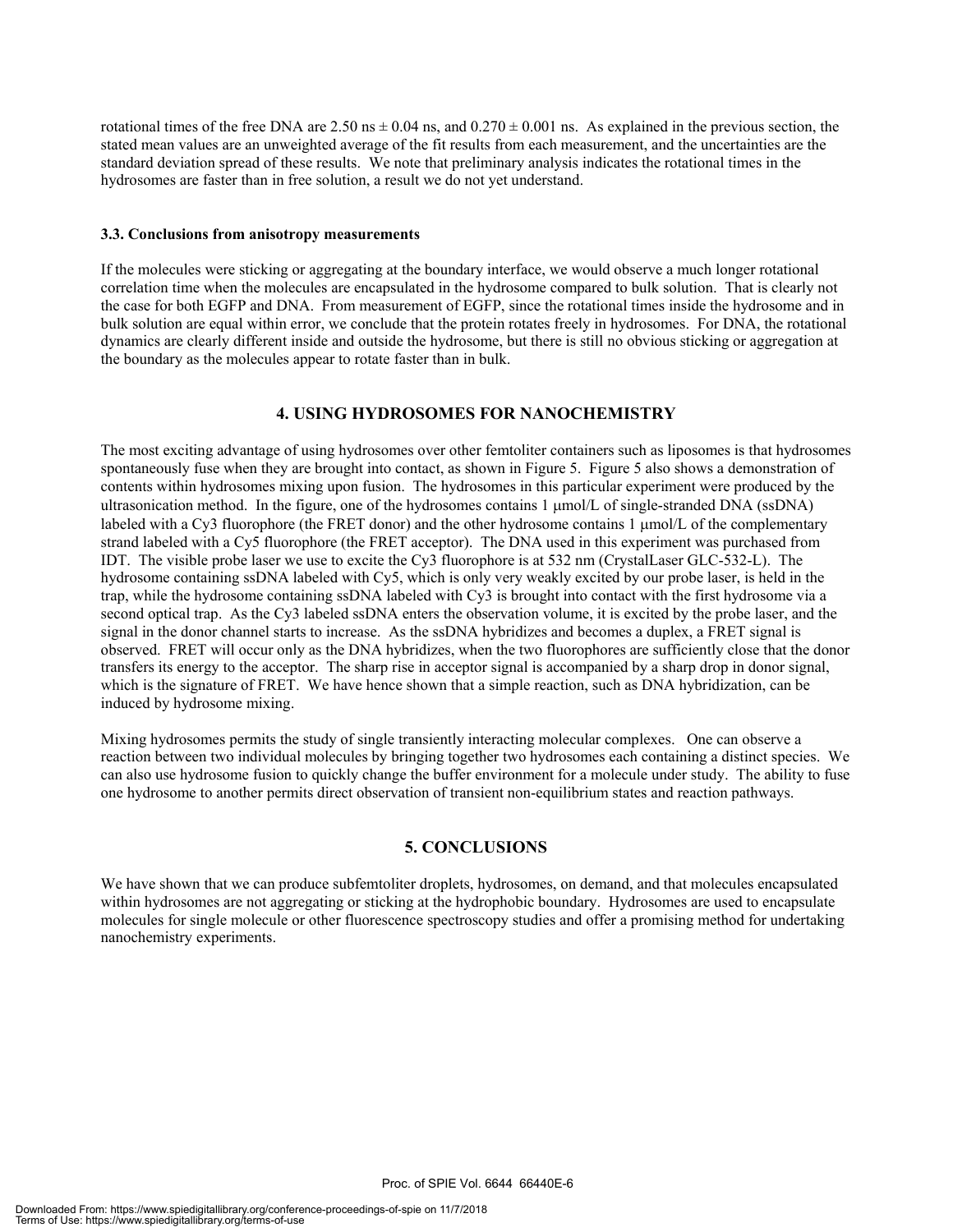rotational times of the free DNA are 2.50 ns ± 0.04 ns, and 0.270 ± 0.001 ns. As explained in the previous section, the stated mean values are an unweighted average of the fit results from each measurement, and the uncertainties are the standard deviation spread of these results. We note that preliminary analysis indicates the rotational times in the hydrosomes are faster than in free solution, a result we do not yet understand.

### 3.3. Conclusions from anisotropy measurements

If the molecules were sticking or aggregating at the boundary interface, we would observe a much longer rotational correlation time when the molecules are encapsulated in the hydrosome compared to bulk solution. That is clearly not the case for both EGFP and DNA. From measurement of EGFP, since the rotational times inside the hydrosome and in bulk solution are equal within error, we conclude that the protein rotates freely in hydrosomes. For DNA, the rotational dynamics are clearly different inside and outside the hydrosome, but there is still no obvious sticking or aggregation at the boundary as the molecules appear to rotate faster than in bulk.

## 4. USING HYDROSOMES FOR NANOCHEMISTRY

The most exciting advantage of using hydrosomes over other femtoliter containers such as liposomes is that hydrosomes spontaneously fuse when they are brought into contact, as shown in Figure 5. Figure 5 also shows a demonstration of contents within hydrosomes mixing upon fusion. The hydrosomes in this particular experiment were produced by the ultrasonication method. In the figure, one of the hydrosomes contains 1 μmol/L of single-stranded DNA (ssDNA) labeled with a Cy3 fluorophore (the FRET donor) and the other hydrosome contains 1 μmol/L of the complementary strand labeled with a Cy5 fluorophore (the FRET acceptor). The DNA used in this experiment was purchased from IDT. The visible probe laser we use to excite the Cy3 fluorophore is at 532 nm (CrystaLaser GLC-532-L). The hydrosome containing ssDNA labeled with Cy5, which is only very weakly excited by our probe laser, is held in the trap, while the hydrosome containing ssDNA labeled with Cy3 is brought into contact with the first hydrosome via a second optical trap. As the Cy3 labeled ssDNA enters the observation volume, it is excited by the probe laser, and the signal in the donor channel starts to increase. As the ssDNA hybridizes and becomes a duplex, a FRET signal is observed. FRET will occur only as the DNA hybridizes, when the two fluorophores are sufficiently close that the donor transfers its energy to the acceptor. The sharp rise in acceptor signal is accompanied by a sharp drop in donor signal, which is the signature of FRET. We have hence shown that a simple reaction, such as DNA hybridization, can be induced by hydrosome mixing.

Mixing hydrosomes permits the study of single transiently interacting molecular complexes. One can observe a reaction between two individual molecules by bringing together two hydrosomes each containing a distinct species. We can also use hydrosome fusion to quickly change the buffer environment for a molecule under study. The ability to fuse one hydrosome to another permits direct observation of transient non-equilibrium states and reaction pathways.

## 5. CONCLUSIONS

We have shown that we can produce subfemtoliter droplets, hydrosomes, on demand, and that molecules encapsulated within hydrosomes are not aggregating or sticking at the hydrophobic boundary. Hydrosomes are used to encapsulate molecules for single molecule or other fluorescence spectroscopy studies and offer a promising method for undertaking nanochemistry experiments.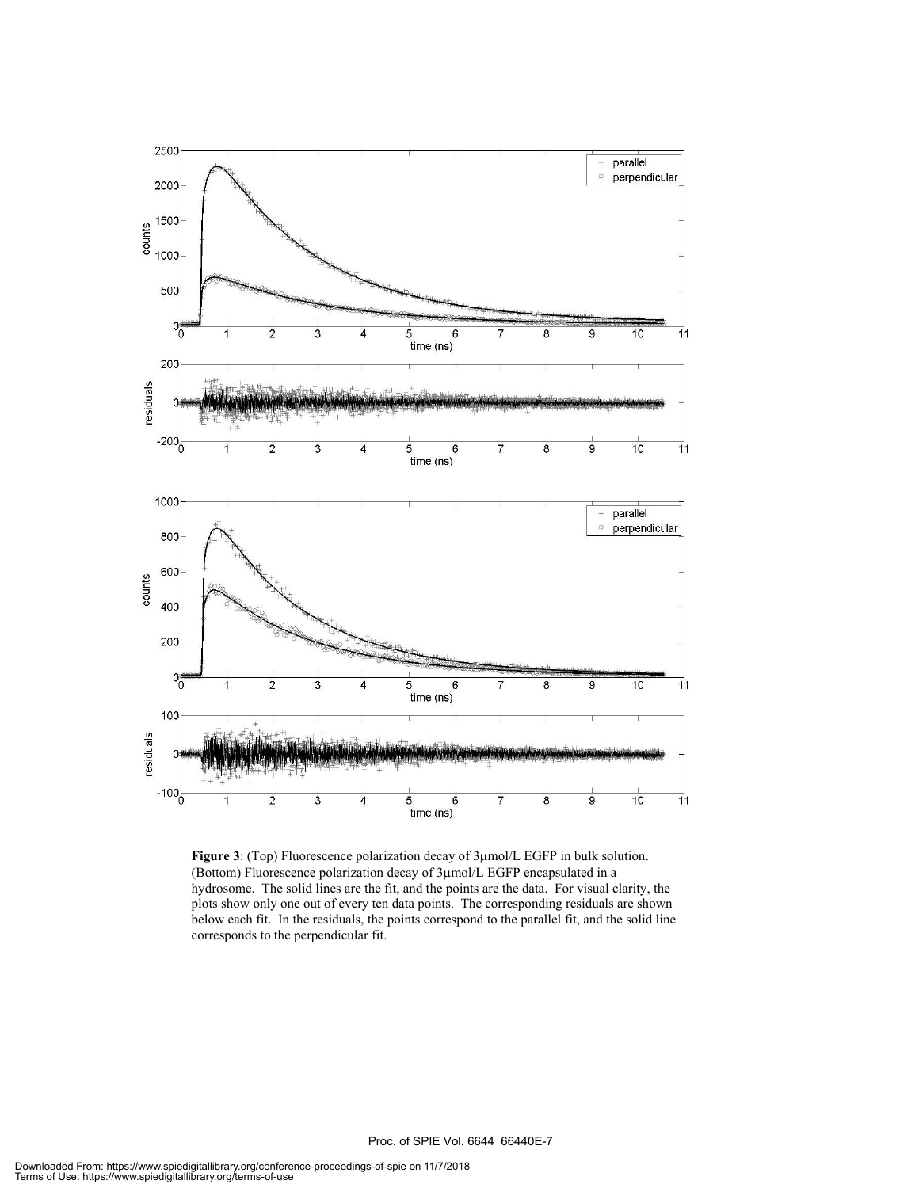**Figure 3**: (Top) Fluorescence polarization decay of 3μmol/L EGFP in bulk solution. (Bottom) Fluorescence polarization decay of 3μmol/L EGFP encapsulated in a hydrosome. The solid lines are the fit, and the points are the data. For visual clarity, the plots show only one out of every ten data points. The corresponding residuals are shown below each fit. In the residuals, the points correspond to the parallel fit, and the solid line corresponds to the perpendicular fit.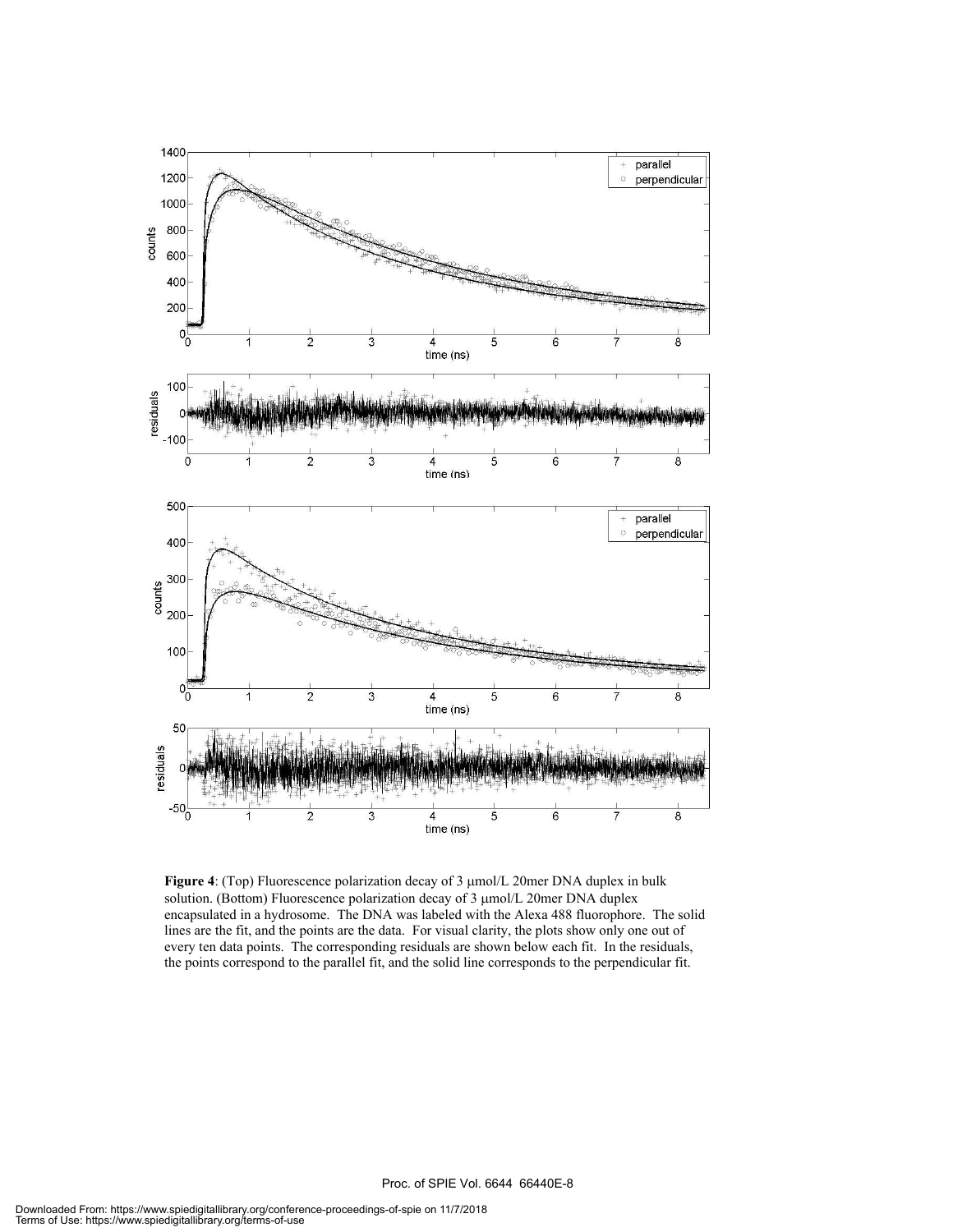**Figure 4**: (Top) Fluorescence polarization decay of 3 μmol/L 20mer DNA duplex in bulk solution. (Bottom) Fluorescence polarization decay of 3 μmol/L 20mer DNA duplex encapsulated in a hydrosome. The DNA was labeled with the Alexa 488 fluorophore. The solid lines are the fit, and the points are the data. For visual clarity, the plots show only one out of every ten data points. The corresponding residuals are shown below each fit. In the residuals, the points correspond to the parallel fit, and the solid line corresponds to the perpendicular fit.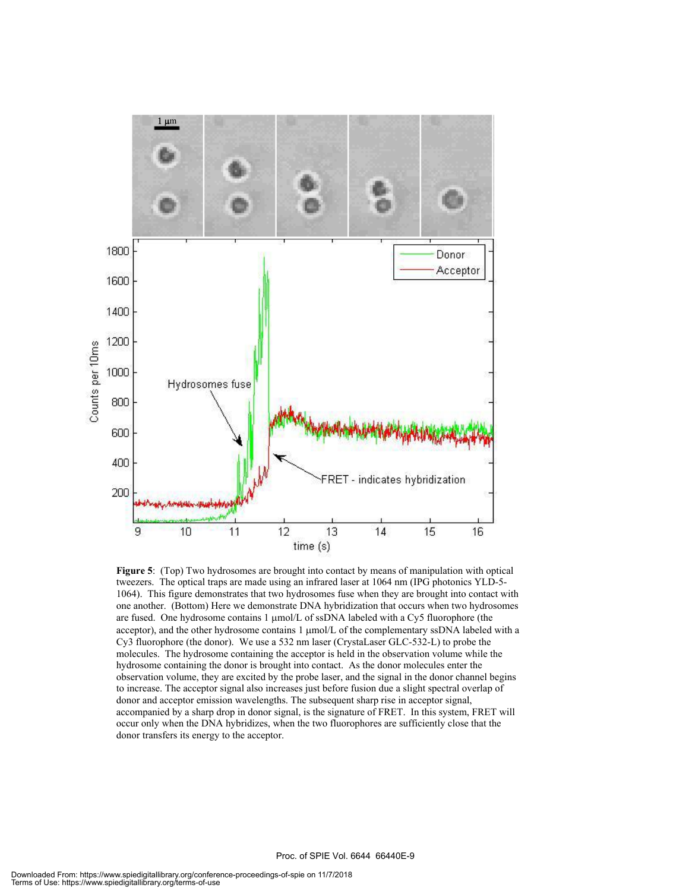**Figure 5**: (Top) Two hydrosomes are brought into contact by means of manipulation with optical tweezers. The optical traps are made using an infrared laser at 1064 nm (IPG photonics YLD-5-1064). This figure demonstrates that two hydrosomes fuse when they are brought into contact with one another. (Bottom) Here we demonstrate DNA hybridization that occurs when two hydrosomes are fused. One hydrosome contains 1 μmol/L of ssDNA labeled with a Cy5 fluorophore (the acceptor), and the other hydrosome contains 1 μmol/L of the complementary ssDNA labeled with a Cy3 fluorophore (the donor). We use a 532 nm laser (CrystaLaser GLC-532-L) to probe the molecules. The hydrosome containing the acceptor is held in the observation volume while the hydrosome containing the donor is brought into contact. As the donor molecules enter the observation volume, they are excited by the probe laser, and the signal in the donor channel begins to increase. The acceptor signal also increases just before fusion due a slight spectral overlap of donor and acceptor emission wavelengths. The subsequent sharp rise in acceptor signal, accompanied by a sharp drop in donor signal, is the signature of FRET. In this system, FRET will occur only when the DNA hybridizes, when the two fluorophores are sufficiently close that the donor transfers its energy to the acceptor.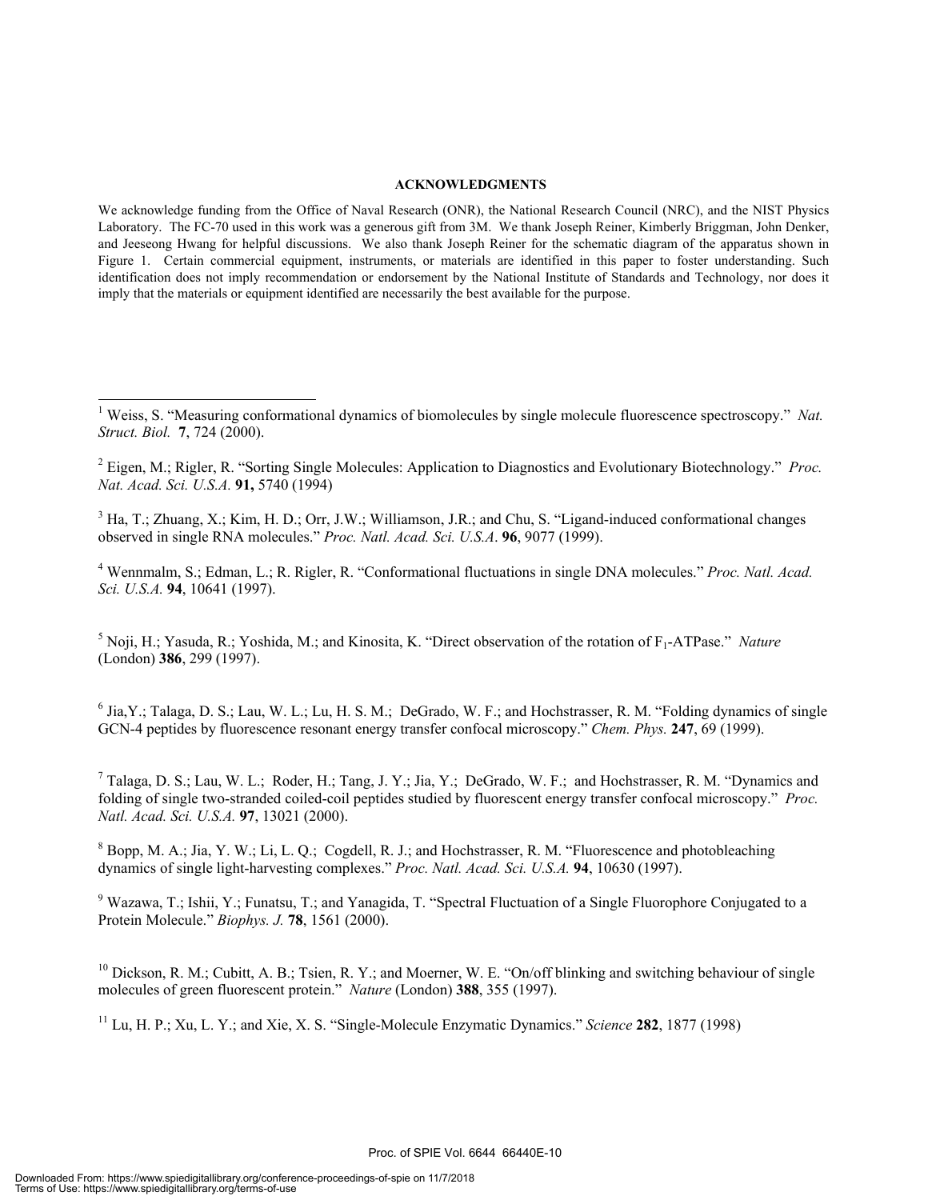## ACKNOWLEDGMENTS

We acknowledge funding from the Office of Naval Research (ONR), the National Research Council (NRC), and the NIST Physics Laboratory. The FC-70 used in this work was a generous gift from 3M. We thank Joseph Reiner, Kimberly Briggman, John Denker, and Jeeseong Hwang for helpful discussions. We also thank Joseph Reiner for the schematic diagram of the apparatus shown in Figure 1. Certain commercial equipment, instruments, or materials are identified in this paper to foster understanding. Such identification does not imply recommendation or endorsement by the National Institute of Standards and Technology, nor does it imply that the materials or equipment identified are necessarily the best available for the purpose.

---

[1] Weiss, S. "Measuring conformational dynamics of biomolecules by single molecule fluorescence spectroscopy." *Nat. Struct. Biol.* **7**, 724 (2000).

[2] Eigen, M.; Rigler, R. "Sorting Single Molecules: Application to Diagnostics and Evolutionary Biotechnology." *Proc. Nat. Acad. Sci. U.S.A.* **91,** 5740 (1994)

[3] Ha, T.; Zhuang, X.; Kim, H. D.; Orr, J.W.; Williamson, J.R.; and Chu, S. "Ligand-induced conformational changes observed in single RNA molecules." *Proc. Natl. Acad. Sci. U.S.A*. **96**, 9077 (1999).

[4] Wennmalm, S.; Edman, L.; R. Rigler, R. "Conformational fluctuations in single DNA molecules." *Proc. Natl. Acad. Sci. U.S.A.* **94**, 10641 (1997).

[5] Noji, H.; Yasuda, R.; Yoshida, M.; and Kinosita, K. "Direct observation of the rotation of $F_1$-ATPase." *Nature* (London) **386**, 299 (1997).

[6] Jia,Y.; Talaga, D. S.; Lau, W. L.; Lu, H. S. M.; DeGrado, W. F.; and Hochstrasser, R. M. "Folding dynamics of single GCN-4 peptides by fluorescence resonant energy transfer confocal microscopy." *Chem. Phys.* **247**, 69 (1999).

[7] Talaga, D. S.; Lau, W. L.; Roder, H.; Tang, J. Y.; Jia, Y.; DeGrado, W. F.; and Hochstrasser, R. M. "Dynamics and folding of single two-stranded coiled-coil peptides studied by fluorescent energy transfer confocal microscopy." *Proc. Natl. Acad. Sci. U.S.A.* **97**, 13021 (2000).

[8] Bopp, M. A.; Jia, Y. W.; Li, L. Q.; Cogdell, R. J.; and Hochstrasser, R. M. "Fluorescence and photobleaching dynamics of single light-harvesting complexes." *Proc. Natl. Acad. Sci. U.S.A.* **94**, 10630 (1997).

[9] Wazawa, T.; Ishii, Y.; Funatsu, T.; and Yanagida, T. "Spectral Fluctuation of a Single Fluorophore Conjugated to a Protein Molecule." *Biophys. J.* **78**, 1561 (2000).

[10] Dickson, R. M.; Cubitt, A. B.; Tsien, R. Y.; and Moerner, W. E. "On/off blinking and switching behaviour of single molecules of green fluorescent protein." *Nature* (London) **388**, 355 (1997).

[11] Lu, H. P.; Xu, L. Y.; and Xie, X. S. "Single-Molecule Enzymatic Dynamics." *Science* **282**, 1877 (1998)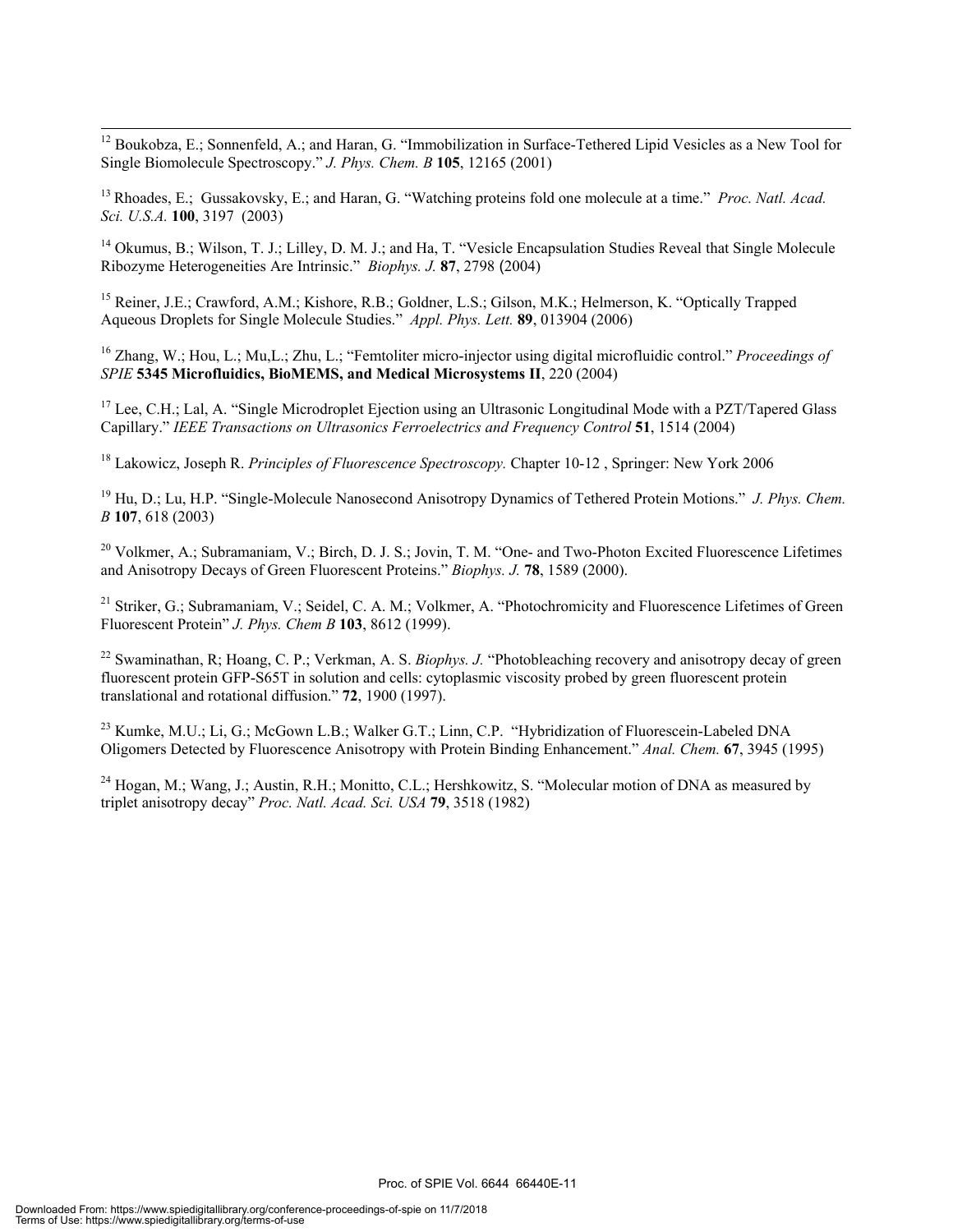[12] Boukobza, E.; Sonnenfeld, A.; and Haran, G. "Immobilization in Surface-Tethered Lipid Vesicles as a New Tool for Single Biomolecule Spectroscopy." *J. Phys. Chem. B* **105**, 12165 (2001)

[13] Rhoades, E.; Gussakovsky, E.; and Haran, G. "Watching proteins fold one molecule at a time." *Proc. Natl. Acad. Sci. U.S.A.* **100**, 3197 (2003)

[14] Okumus, B.; Wilson, T. J.; Lilley, D. M. J.; and Ha, T. "Vesicle Encapsulation Studies Reveal that Single Molecule Ribozyme Heterogeneities Are Intrinsic." *Biophys. J.* **87**, 2798 (2004)

[15] Reiner, J.E.; Crawford, A.M.; Kishore, R.B.; Goldner, L.S.; Gilson, M.K.; Helmerson, K. "Optically Trapped Aqueous Droplets for Single Molecule Studies." *Appl. Phys. Lett.* **89**, 013904 (2006)

[16] Zhang, W.; Hou, L.; Mu,L.; Zhu, L.; "Femtoliter micro-injector using digital microfluidic control." *Proceedings of SPIE* **5345 Microfluidics, BioMEMS, and Medical Microsystems II**, 220 (2004)

[17] Lee, C.H.; Lal, A. "Single Microdroplet Ejection using an Ultrasonic Longitudinal Mode with a PZT/Tapered Glass Capillary." *IEEE Transactions on Ultrasonics Ferroelectrics and Frequency Control* **51**, 1514 (2004)

[18] Lakowicz, Joseph R. *Principles of Fluorescence Spectroscopy.* Chapter 10-12 , Springer: New York 2006

[19] Hu, D.; Lu, H.P. "Single-Molecule Nanosecond Anisotropy Dynamics of Tethered Protein Motions." *J. Phys. Chem. B* **107**, 618 (2003)

[20] Volkmer, A.; Subramaniam, V.; Birch, D. J. S.; Jovin, T. M. "One- and Two-Photon Excited Fluorescence Lifetimes and Anisotropy Decays of Green Fluorescent Proteins." *Biophys. J.* **78**, 1589 (2000).

[21] Striker, G.; Subramaniam, V.; Seidel, C. A. M.; Volkmer, A. "Photochromicity and Fluorescence Lifetimes of Green Fluorescent Protein" *J. Phys. Chem B* **103**, 8612 (1999).

[22] Swaminathan, R; Hoang, C. P.; Verkman, A. S. *Biophys. J.* "Photobleaching recovery and anisotropy decay of green fluorescent protein GFP-S65T in solution and cells: cytoplasmic viscosity probed by green fluorescent protein translational and rotational diffusion." **72**, 1900 (1997).

[23] Kumke, M.U.; Li, G.; McGown L.B.; Walker G.T.; Linn, C.P. "Hybridization of Fluorescein-Labeled DNA Oligomers Detected by Fluorescence Anisotropy with Protein Binding Enhancement." *Anal. Chem.* **67**, 3945 (1995)

[24] Hogan, M.; Wang, J.; Austin, R.H.; Monitto, C.L.; Hershkowitz, S. "Molecular motion of DNA as measured by triplet anisotropy decay" *Proc. Natl. Acad. Sci. USA* **79**, 3518 (1982)